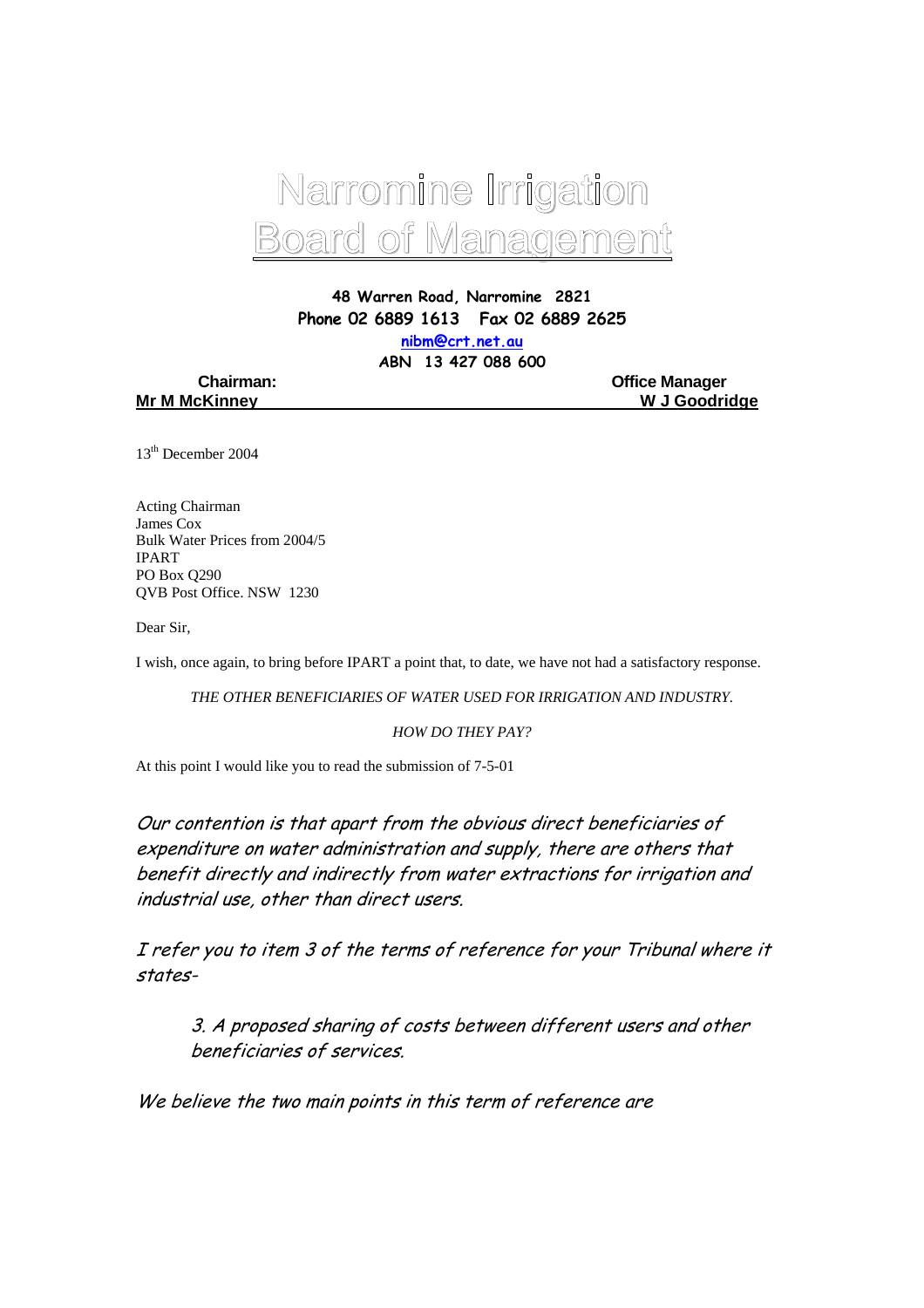# Narromine Irrigation Board of Management

**48 Warren Road, Narromine 2821**
**Phone 02 6889 1613 Fax 02 6889 2625**
**nibm@crt.net.au**
**ABN 13 427 088 600**

**Chairman:** **Mr M McKinney**

**Office Manager** **W J Goodridge**

13th December 2004

Acting Chairman
James Cox
Bulk Water Prices from 2004/5
IPART
PO Box Q290
QVB Post Office. NSW 1230

Dear Sir,

I wish, once again, to bring before IPART a point that, to date, we have not had a satisfactory response.

*THE OTHER BENEFICIARIES OF WATER USED FOR IRRIGATION AND INDUSTRY.*

*HOW DO THEY PAY?*

At this point I would like you to read the submission of 7-5-01

*Our contention is that apart from the obvious direct beneficiaries of expenditure on water administration and supply, there are others that benefit directly and indirectly from water extractions for irrigation and industrial use, other than direct users.*

*I refer you to item 3 of the terms of reference for your Tribunal where it states-*

> *3. A proposed sharing of costs between different users and other beneficiaries of services.*

*We believe the two main points in this term of reference are*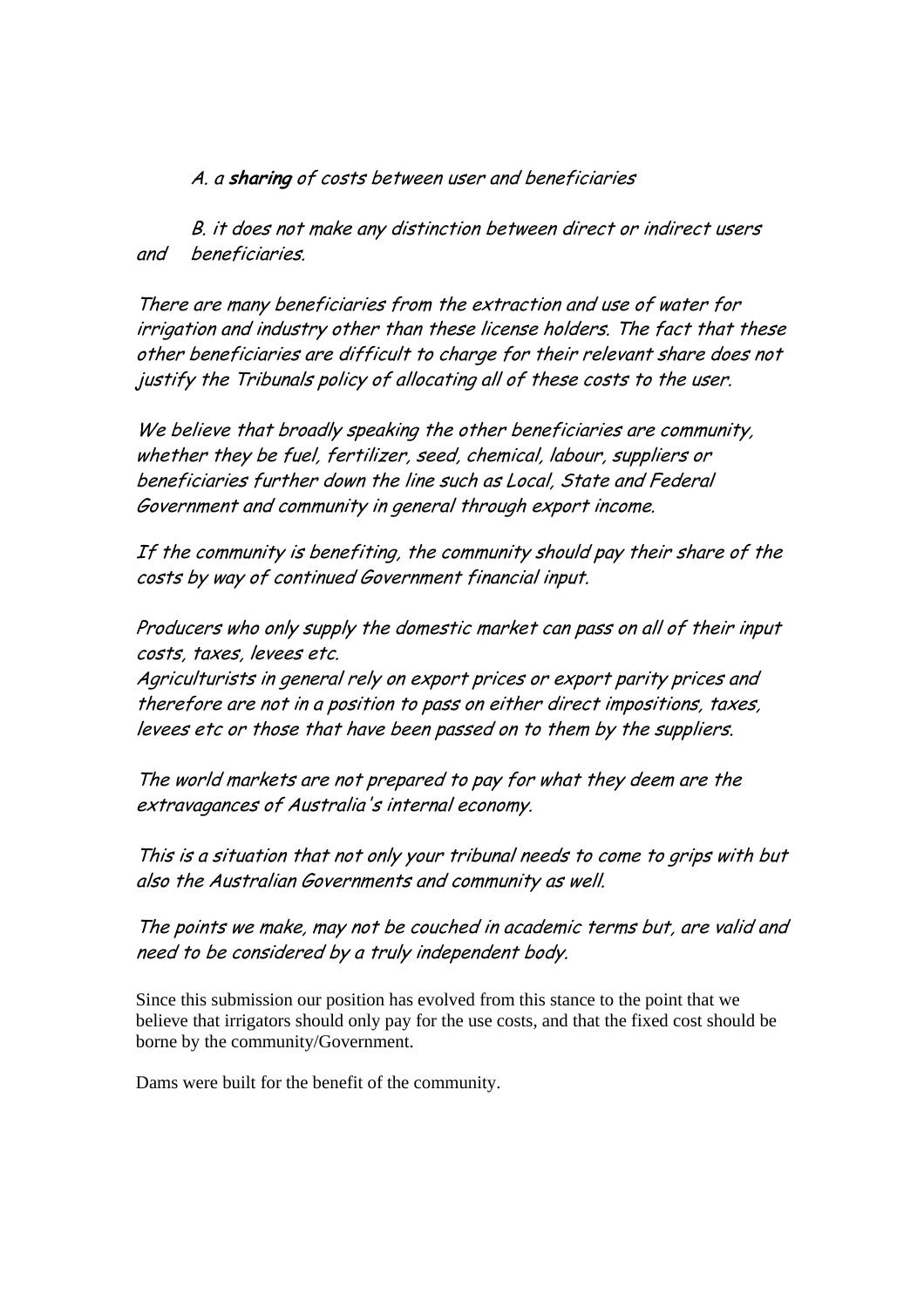*A. a **sharing** of costs between user and beneficiaries*

*B. it does not make any distinction between direct or indirect users and beneficiaries.*

*There are many beneficiaries from the extraction and use of water for irrigation and industry other than these license holders. The fact that these other beneficiaries are difficult to charge for their relevant share does not justify the Tribunals policy of allocating all of these costs to the user.*

*We believe that broadly speaking the other beneficiaries are community, whether they be fuel, fertilizer, seed, chemical, labour, suppliers or beneficiaries further down the line such as Local, State and Federal Government and community in general through export income.*

*If the community is benefiting, the community should pay their share of the costs by way of continued Government financial input.*

*Producers who only supply the domestic market can pass on all of their input costs, taxes, levees etc.*
*Agriculturists in general rely on export prices or export parity prices and therefore are not in a position to pass on either direct impositions, taxes, levees etc or those that have been passed on to them by the suppliers.*

*The world markets are not prepared to pay for what they deem are the extravagances of Australia's internal economy.*

*This is a situation that not only your tribunal needs to come to grips with but also the Australian Governments and community as well.*

*The points we make, may not be couched in academic terms but, are valid and need to be considered by a truly independent body.*

Since this submission our position has evolved from this stance to the point that we believe that irrigators should only pay for the use costs, and that the fixed cost should be borne by the community/Government.

Dams were built for the benefit of the community.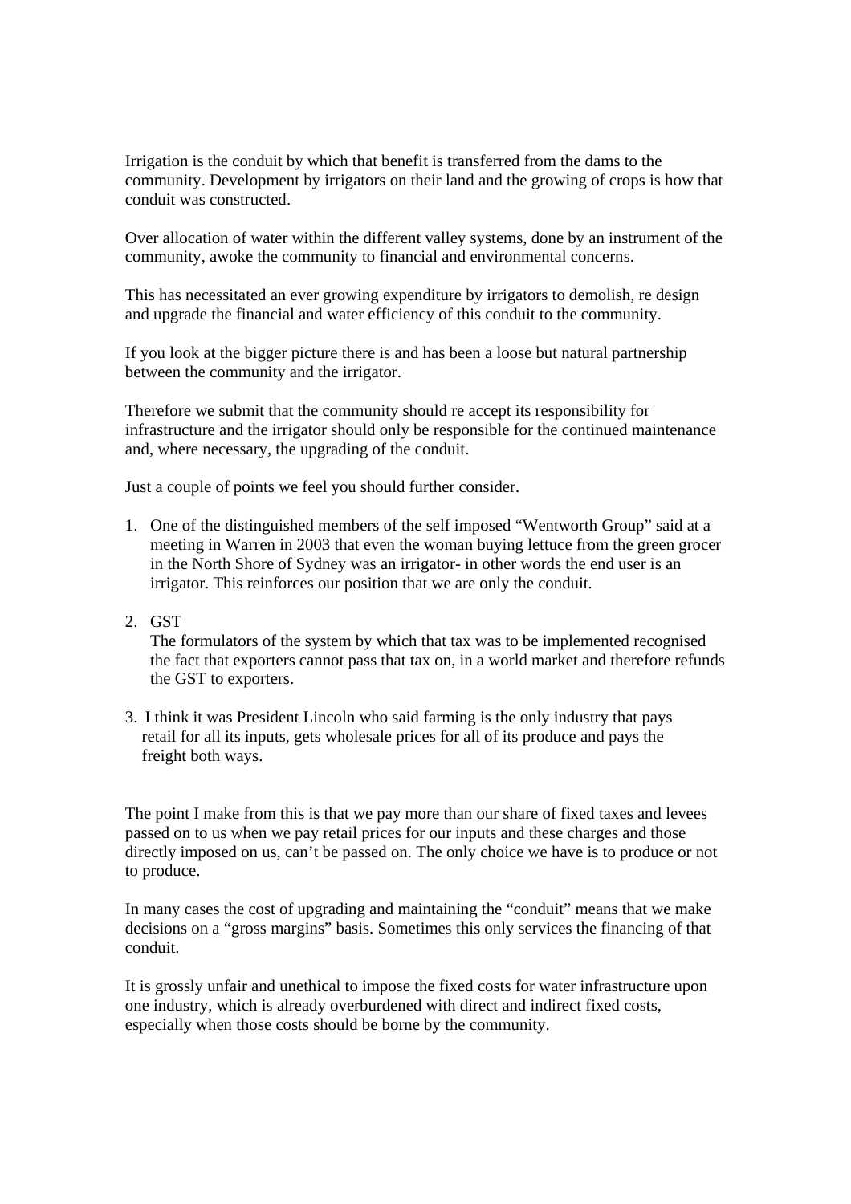Irrigation is the conduit by which that benefit is transferred from the dams to the community. Development by irrigators on their land and the growing of crops is how that conduit was constructed.

Over allocation of water within the different valley systems, done by an instrument of the community, awoke the community to financial and environmental concerns.

This has necessitated an ever growing expenditure by irrigators to demolish, re design and upgrade the financial and water efficiency of this conduit to the community.

If you look at the bigger picture there is and has been a loose but natural partnership between the community and the irrigator.

Therefore we submit that the community should re accept its responsibility for infrastructure and the irrigator should only be responsible for the continued maintenance and, where necessary, the upgrading of the conduit.

Just a couple of points we feel you should further consider.

1. One of the distinguished members of the self imposed "Wentworth Group" said at a meeting in Warren in 2003 that even the woman buying lettuce from the green grocer in the North Shore of Sydney was an irrigator- in other words the end user is an irrigator. This reinforces our position that we are only the conduit.

2. GST
   The formulators of the system by which that tax was to be implemented recognised the fact that exporters cannot pass that tax on, in a world market and therefore refunds the GST to exporters.

3. I think it was President Lincoln who said farming is the only industry that pays retail for all its inputs, gets wholesale prices for all of its produce and pays the freight both ways.

The point I make from this is that we pay more than our share of fixed taxes and levees passed on to us when we pay retail prices for our inputs and these charges and those directly imposed on us, can't be passed on. The only choice we have is to produce or not to produce.

In many cases the cost of upgrading and maintaining the "conduit" means that we make decisions on a "gross margins" basis. Sometimes this only services the financing of that conduit.

It is grossly unfair and unethical to impose the fixed costs for water infrastructure upon one industry, which is already overburdened with direct and indirect fixed costs, especially when those costs should be borne by the community.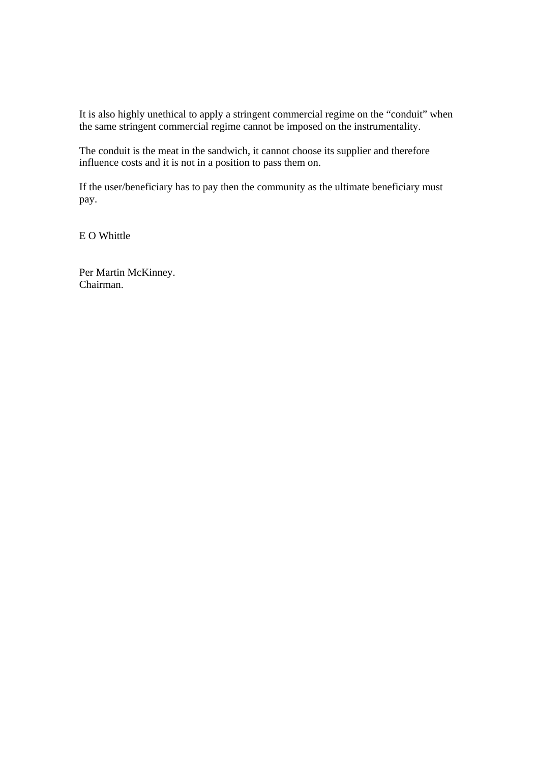It is also highly unethical to apply a stringent commercial regime on the "conduit" when the same stringent commercial regime cannot be imposed on the instrumentality.

The conduit is the meat in the sandwich, it cannot choose its supplier and therefore influence costs and it is not in a position to pass them on.

If the user/beneficiary has to pay then the community as the ultimate beneficiary must pay.

E O Whittle

Per Martin McKinney.
Chairman.